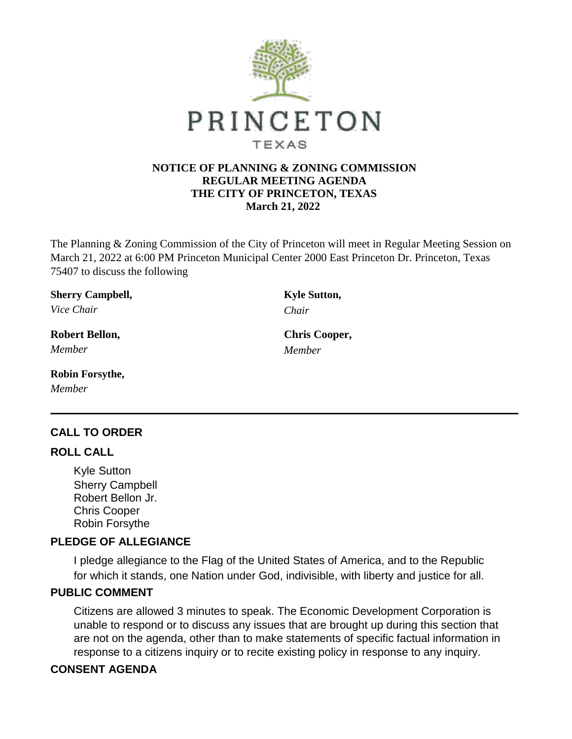PRINCETON

TEXAS

**NOTICE OF PLANNING & ZONING COMMISSION**
**REGULAR MEETING AGENDA**
**THE CITY OF PRINCETON, TEXAS**
**March 21, 2022**

The Planning & Zoning Commission of the City of Princeton will meet in Regular Meeting Session on March 21, 2022 at 6:00 PM Princeton Municipal Center 2000 East Princeton Dr. Princeton, Texas 75407 to discuss the following

**Sherry Campbell,**
*Vice Chair*

**Kyle Sutton,**
*Chair*

**Robert Bellon,**
*Member*

**Chris Cooper,**
*Member*

**Robin Forsythe,**
*Member*

---

## CALL TO ORDER

## ROLL CALL

Kyle Sutton
Sherry Campbell
Robert Bellon Jr.
Chris Cooper
Robin Forsythe

## PLEDGE OF ALLEGIANCE

I pledge allegiance to the Flag of the United States of America, and to the Republic for which it stands, one Nation under God, indivisible, with liberty and justice for all.

## PUBLIC COMMENT

Citizens are allowed 3 minutes to speak. The Economic Development Corporation is unable to respond or to discuss any issues that are brought up during this section that are not on the agenda, other than to make statements of specific factual information in response to a citizens inquiry or to recite existing policy in response to any inquiry.

## CONSENT AGENDA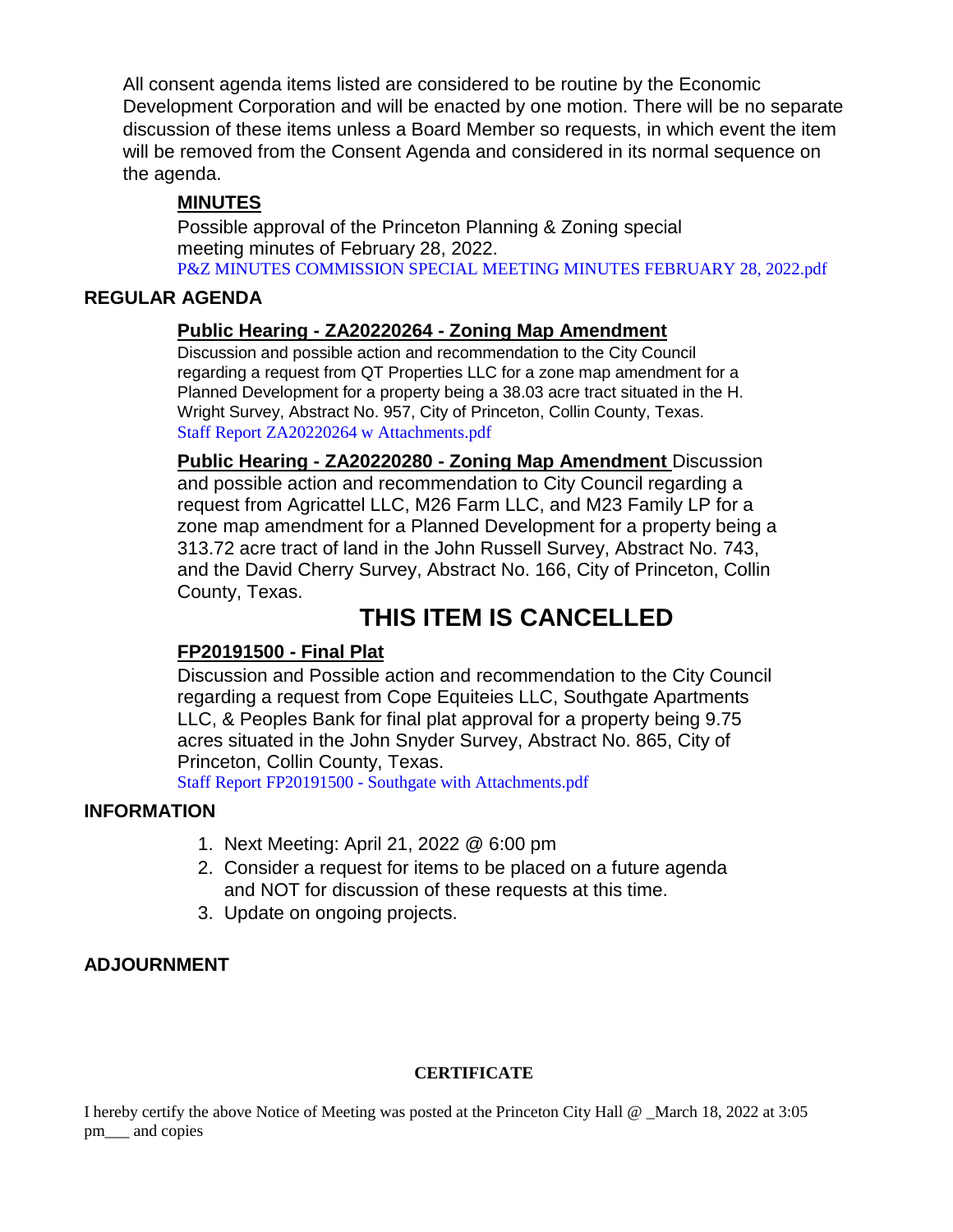All consent agenda items listed are considered to be routine by the Economic Development Corporation and will be enacted by one motion. There will be no separate discussion of these items unless a Board Member so requests, in which event the item will be removed from the Consent Agenda and considered in its normal sequence on the agenda.

**MINUTES**

Possible approval of the Princeton Planning & Zoning special meeting minutes of February 28, 2022.

P&Z MINUTES COMMISSION SPECIAL MEETING MINUTES FEBRUARY 28, 2022.pdf

## REGULAR AGENDA

**Public Hearing - ZA20220264 - Zoning Map Amendment**

Discussion and possible action and recommendation to the City Council regarding a request from QT Properties LLC for a zone map amendment for a Planned Development for a property being a 38.03 acre tract situated in the H. Wright Survey, Abstract No. 957, City of Princeton, Collin County, Texas.

Staff Report ZA20220264 w Attachments.pdf

**Public Hearing - ZA20220280 - Zoning Map Amendment** Discussion and possible action and recommendation to City Council regarding a request from Agricattel LLC, M26 Farm LLC, and M23 Family LP for a zone map amendment for a Planned Development for a property being a 313.72 acre tract of land in the John Russell Survey, Abstract No. 743, and the David Cherry Survey, Abstract No. 166, City of Princeton, Collin County, Texas.

# THIS ITEM IS CANCELLED

**FP20191500 - Final Plat**

Discussion and Possible action and recommendation to the City Council regarding a request from Cope Equiteies LLC, Southgate Apartments LLC, & Peoples Bank for final plat approval for a property being 9.75 acres situated in the John Snyder Survey, Abstract No. 865, City of Princeton, Collin County, Texas.

Staff Report FP20191500 - Southgate with Attachments.pdf

## INFORMATION

1. Next Meeting: April 21, 2022 @ 6:00 pm
2. Consider a request for items to be placed on a future agenda and NOT for discussion of these requests at this time.
3. Update on ongoing projects.

## ADJOURNMENT

**CERTIFICATE**

I hereby certify the above Notice of Meeting was posted at the Princeton City Hall @ _March 18, 2022 at 3:05 pm___ and copies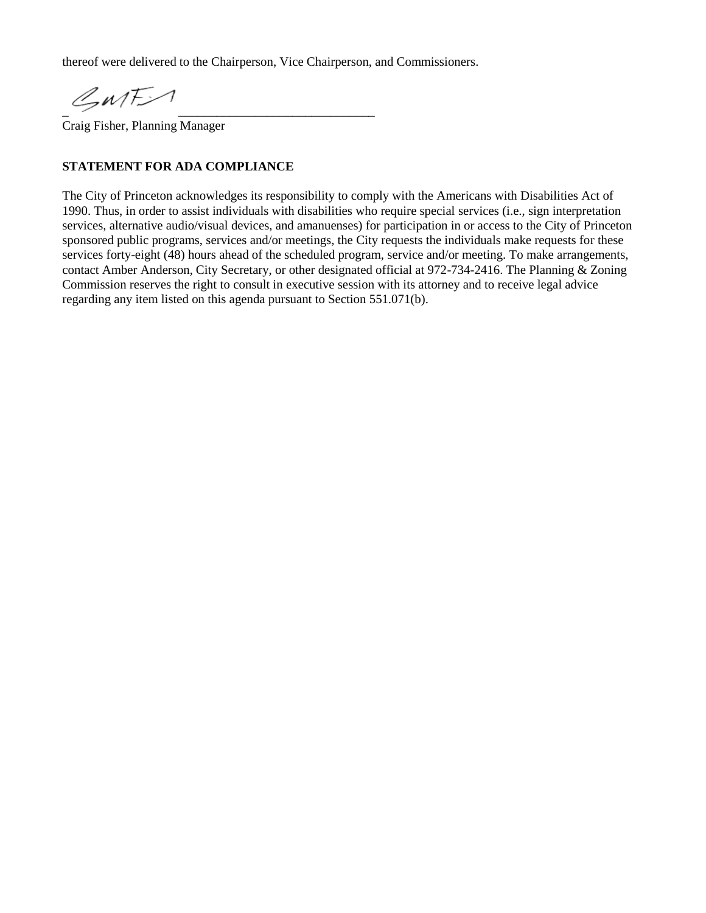thereof were delivered to the Chairperson, Vice Chairperson, and Commissioners.

_ ______________________________

Craig Fisher, Planning Manager

**STATEMENT FOR ADA COMPLIANCE**

The City of Princeton acknowledges its responsibility to comply with the Americans with Disabilities Act of 1990. Thus, in order to assist individuals with disabilities who require special services (i.e., sign interpretation services, alternative audio/visual devices, and amanuenses) for participation in or access to the City of Princeton sponsored public programs, services and/or meetings, the City requests the individuals make requests for these services forty-eight (48) hours ahead of the scheduled program, service and/or meeting. To make arrangements, contact Amber Anderson, City Secretary, or other designated official at 972-734-2416. The Planning & Zoning Commission reserves the right to consult in executive session with its attorney and to receive legal advice regarding any item listed on this agenda pursuant to Section 551.071(b).